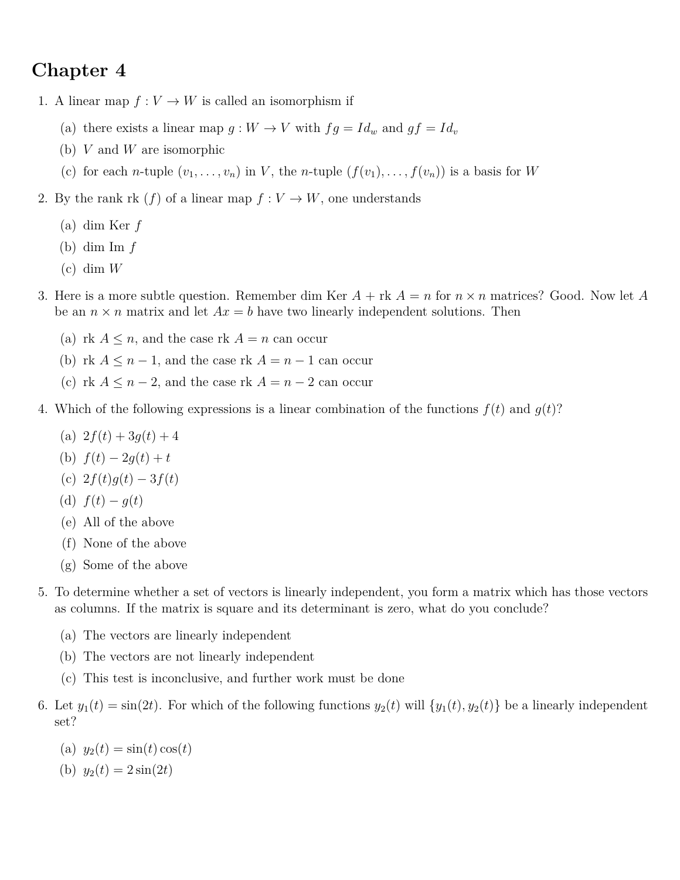# Chapter 4

1. A linear map $f : V \to W$ is called an isomorphism if

   (a) there exists a linear map $g : W \to V$ with $fg = Id_w$ and $gf = Id_v$

   (b) $V$ and $W$ are isomorphic

   (c) for each $n$-tuple $(v_1, \ldots, v_n)$ in $V$, the $n$-tuple $(f(v_1), \ldots, f(v_n))$ is a basis for $W$

2. By the rank rk $(f)$ of a linear map $f : V \to W$, one understands

   (a) dim Ker $f$

   (b) dim Im $f$

   (c) dim $W$

3. Here is a more subtle question. Remember dim Ker $A$ + rk $A = n$ for $n \times n$ matrices? Good. Now let $A$ be an $n \times n$ matrix and let $Ax = b$ have two linearly independent solutions. Then

   (a) rk $A \leq n$, and the case rk $A = n$ can occur

   (b) rk $A \leq n - 1$, and the case rk $A = n - 1$ can occur

   (c) rk $A \leq n - 2$, and the case rk $A = n - 2$ can occur

4. Which of the following expressions is a linear combination of the functions $f(t)$ and $g(t)$?

   (a) $2f(t) + 3g(t) + 4$

   (b) $f(t) - 2g(t) + t$

   (c) $2f(t)g(t) - 3f(t)$

   (d) $f(t) - g(t)$

   (e) All of the above

   (f) None of the above

   (g) Some of the above

5. To determine whether a set of vectors is linearly independent, you form a matrix which has those vectors as columns. If the matrix is square and its determinant is zero, what do you conclude?

   (a) The vectors are linearly independent

   (b) The vectors are not linearly independent

   (c) This test is inconclusive, and further work must be done

6. Let $y_1(t) = \sin(2t)$. For which of the following functions $y_2(t)$ will $\{y_1(t), y_2(t)\}$ be a linearly independent set?

   (a) $y_2(t) = \sin(t)\cos(t)$

   (b) $y_2(t) = 2\sin(2t)$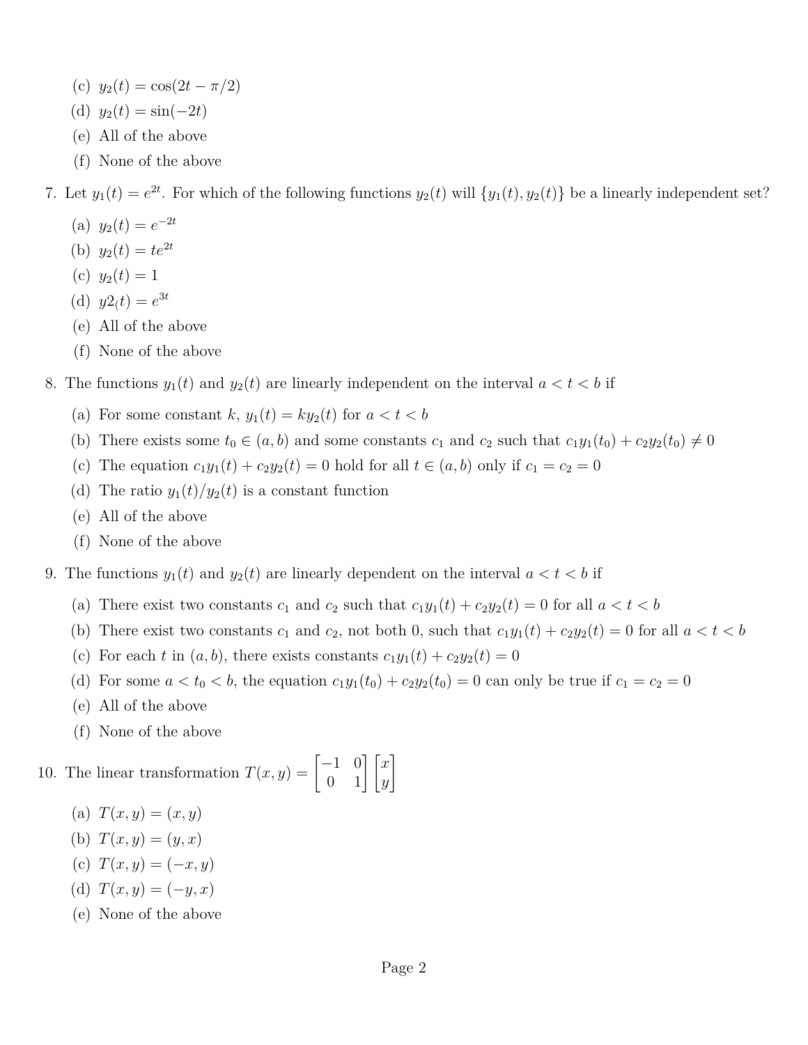(c) $y_2(t) = \cos(2t - \pi/2)$

(d) $y_2(t) = \sin(-2t)$

(e) All of the above

(f) None of the above

7. Let $y_1(t) = e^{2t}$. For which of the following functions $y_2(t)$ will $\{y_1(t), y_2(t)\}$ be a linearly independent set?

   (a) $y_2(t) = e^{-2t}$

   (b) $y_2(t) = te^{2t}$

   (c) $y_2(t) = 1$

   (d) $y2_(t) = e^{3t}$

   (e) All of the above

   (f) None of the above

8. The functions $y_1(t)$ and $y_2(t)$ are linearly independent on the interval $a < t < b$ if

   (a) For some constant $k$, $y_1(t) = ky_2(t)$ for $a < t < b$

   (b) There exists some $t_0 \in (a, b)$ and some constants $c_1$ and $c_2$ such that $c_1 y_1(t_0) + c_2 y_2(t_0) \neq 0$

   (c) The equation $c_1 y_1(t) + c_2 y_2(t) = 0$ hold for all $t \in (a, b)$ only if $c_1 = c_2 = 0$

   (d) The ratio $y_1(t)/y_2(t)$ is a constant function

   (e) All of the above

   (f) None of the above

9. The functions $y_1(t)$ and $y_2(t)$ are linearly dependent on the interval $a < t < b$ if

   (a) There exist two constants $c_1$ and $c_2$ such that $c_1 y_1(t) + c_2 y_2(t) = 0$ for all $a < t < b$

   (b) There exist two constants $c_1$ and $c_2$, not both 0, such that $c_1 y_1(t) + c_2 y_2(t) = 0$ for all $a < t < b$

   (c) For each $t$ in $(a, b)$, there exists constants $c_1 y_1(t) + c_2 y_2(t) = 0$

   (d) For some $a < t_0 < b$, the equation $c_1 y_1(t_0) + c_2 y_2(t_0) = 0$ can only be true if $c_1 = c_2 = 0$

   (e) All of the above

   (f) None of the above

10. The linear transformation $T(x, y) = \begin{bmatrix} -1 & 0 \\ 0 & 1 \end{bmatrix} \begin{bmatrix} x \\ y \end{bmatrix}$

   (a) $T(x, y) = (x, y)$

   (b) $T(x, y) = (y, x)$

   (c) $T(x, y) = (-x, y)$

   (d) $T(x, y) = (-y, x)$

   (e) None of the above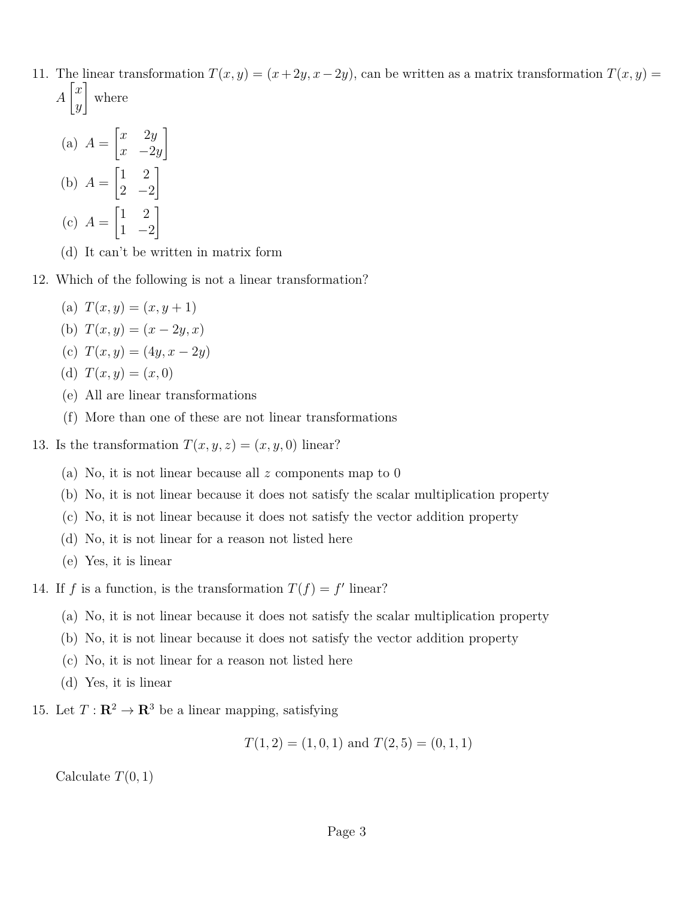11. The linear transformation $T(x, y) = (x + 2y, x - 2y)$, can be written as a matrix transformation $T(x, y) = A \begin{bmatrix} x \\ y \end{bmatrix}$ where

    (a) $A = \begin{bmatrix} x & 2y \\ x & -2y \end{bmatrix}$

    (b) $A = \begin{bmatrix} 1 & 2 \\ 2 & -2 \end{bmatrix}$

    (c) $A = \begin{bmatrix} 1 & 2 \\ 1 & -2 \end{bmatrix}$

    (d) It can't be written in matrix form

12. Which of the following is not a linear transformation?

    (a) $T(x, y) = (x, y + 1)$
    (b) $T(x, y) = (x - 2y, x)$
    (c) $T(x, y) = (4y, x - 2y)$
    (d) $T(x, y) = (x, 0)$
    (e) All are linear transformations
    (f) More than one of these are not linear transformations

13. Is the transformation $T(x, y, z) = (x, y, 0)$ linear?

    (a) No, it is not linear because all $z$ components map to 0
    (b) No, it is not linear because it does not satisfy the scalar multiplication property
    (c) No, it is not linear because it does not satisfy the vector addition property
    (d) No, it is not linear for a reason not listed here
    (e) Yes, it is linear

14. If $f$ is a function, is the transformation $T(f) = f'$ linear?

    (a) No, it is not linear because it does not satisfy the scalar multiplication property
    (b) No, it is not linear because it does not satisfy the vector addition property
    (c) No, it is not linear for a reason not listed here
    (d) Yes, it is linear

15. Let $T : \mathbf{R}^2 \to \mathbf{R}^3$ be a linear mapping, satisfying

$$T(1, 2) = (1, 0, 1) \text{ and } T(2, 5) = (0, 1, 1)$$

Calculate $T(0, 1)$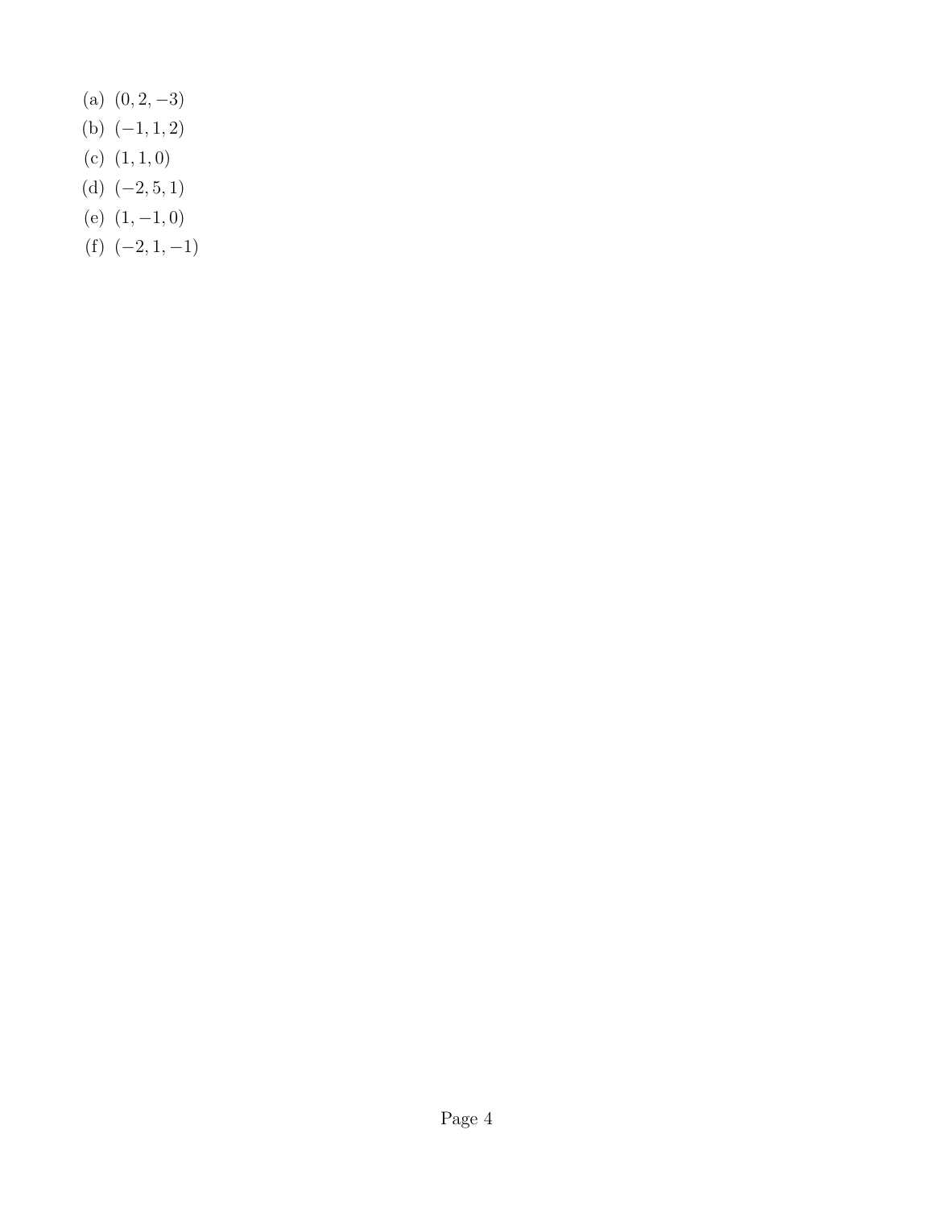(a) $(0, 2, -3)$

(b) $(-1, 1, 2)$

(c) $(1, 1, 0)$

(d) $(-2, 5, 1)$

(e) $(1, -1, 0)$

(f) $(-2, 1, -1)$